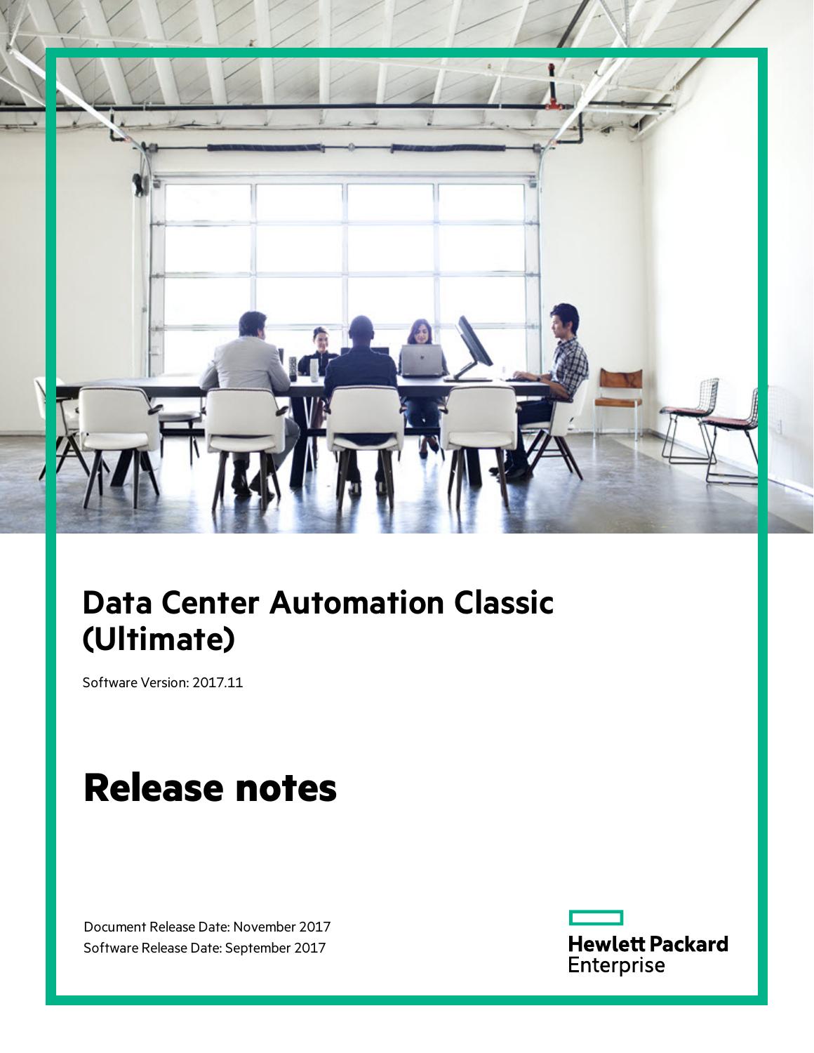# Data Center Automation Classic (Ultimate)

Software Version: 2017.11

# Release notes

Document Release Date: November 2017
Software Release Date: September 2017

Hewlett Packard Enterprise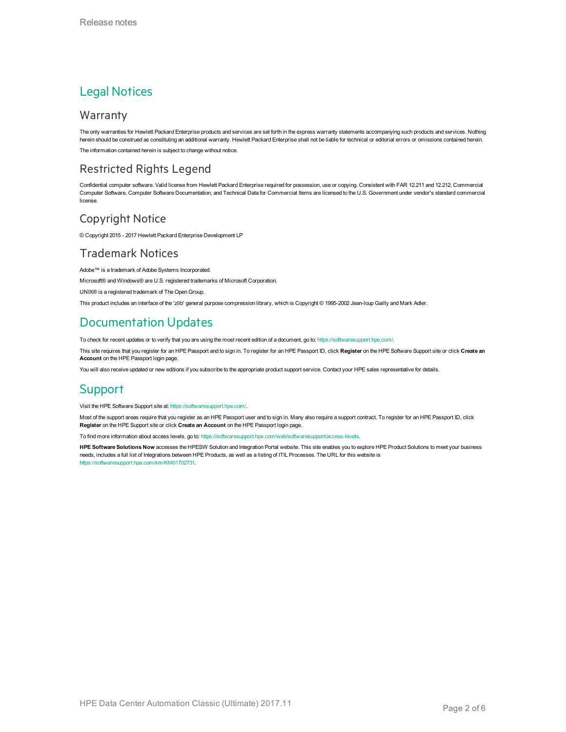# Legal Notices

## Warranty

The only warranties for Hewlett Packard Enterprise products and services are set forth in the express warranty statements accompanying such products and services. Nothing herein should be construed as constituting an additional warranty. Hewlett Packard Enterprise shall not be liable for technical or editorial errors or omissions contained herein.

The information contained herein is subject to change without notice.

## Restricted Rights Legend

Confidential computer software. Valid license from Hewlett Packard Enterprise required for possession, use or copying. Consistent with FAR 12.211 and 12.212, Commercial Computer Software, Computer Software Documentation, and Technical Data for Commercial Items are licensed to the U.S. Government under vendor's standard commercial license.

## Copyright Notice

© Copyright 2015 - 2017 Hewlett Packard Enterprise Development LP

## Trademark Notices

Adobe™ is a trademark of Adobe Systems Incorporated.

Microsoft® and Windows® are U.S. registered trademarks of Microsoft Corporation.

UNIX® is a registered trademark of The Open Group.

This product includes an interface of the 'zlib' general purpose compression library, which is Copyright © 1995-2002 Jean-loup Gailly and Mark Adler.

# Documentation Updates

To check for recent updates or to verify that you are using the most recent edition of a document, go to: https://softwaresupport.hpe.com/.

This site requires that you register for an HPE Passport and to sign in. To register for an HPE Passport ID, click **Register** on the HPE Software Support site or click **Create an Account** on the HPE Passport login page.

You will also receive updated or new editions if you subscribe to the appropriate product support service. Contact your HPE sales representative for details.

# Support

Visit the HPE Software Support site at: https://softwaresupport.hpe.com/.

Most of the support areas require that you register as an HPE Passport user and to sign in. Many also require a support contract. To register for an HPE Passport ID, click **Register** on the HPE Support site or click **Create an Account** on the HPE Passport login page.

To find more information about access levels, go to: https://softwaresupport.hpe.com/web/softwaresupport/access-levels.

**HPE Software Solutions Now** accesses the HPESW Solution and Integration Portal website. This site enables you to explore HPE Product Solutions to meet your business needs, includes a full list of Integrations between HPE Products, as well as a listing of ITIL Processes. The URL for this website is https://softwaresupport.hpe.com/km/KM01702731.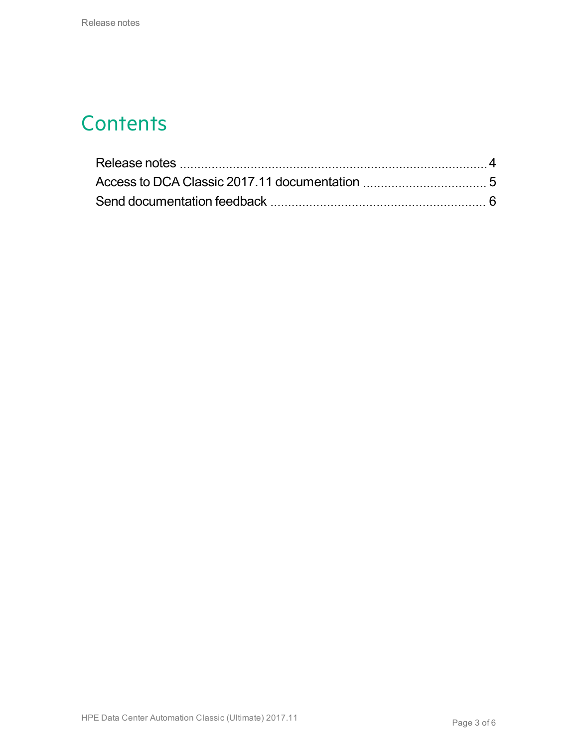# Contents

Release notes ........ 4

Access to DCA Classic 2017.11 documentation ........ 5

Send documentation feedback ........ 6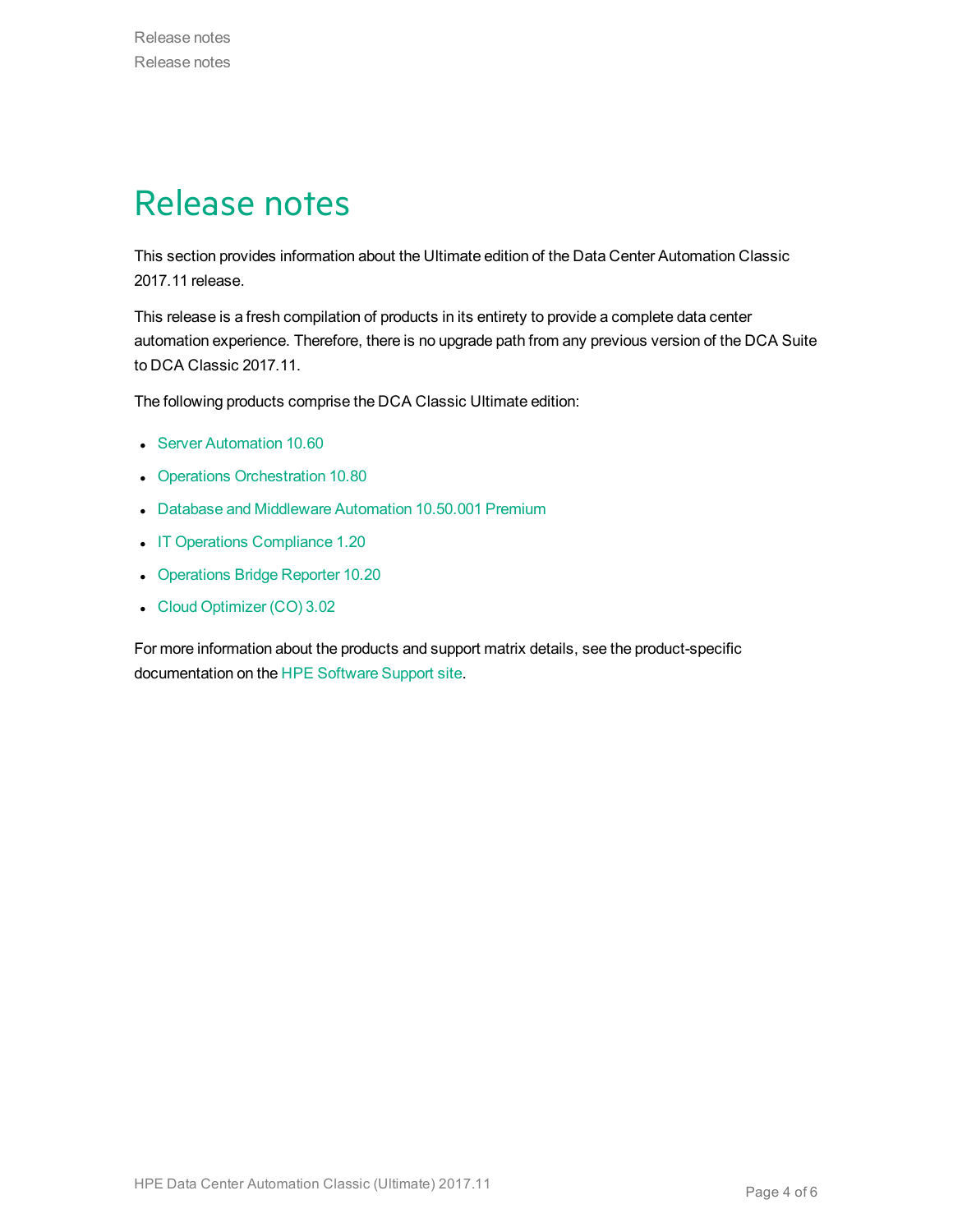# Release notes

This section provides information about the Ultimate edition of the Data Center Automation Classic 2017.11 release.

This release is a fresh compilation of products in its entirety to provide a complete data center automation experience. Therefore, there is no upgrade path from any previous version of the DCA Suite to DCA Classic 2017.11.

The following products comprise the DCA Classic Ultimate edition:

- Server Automation 10.60
- Operations Orchestration 10.80
- Database and Middleware Automation 10.50.001 Premium
- IT Operations Compliance 1.20
- Operations Bridge Reporter 10.20
- Cloud Optimizer (CO) 3.02

For more information about the products and support matrix details, see the product-specific documentation on the HPE Software Support site.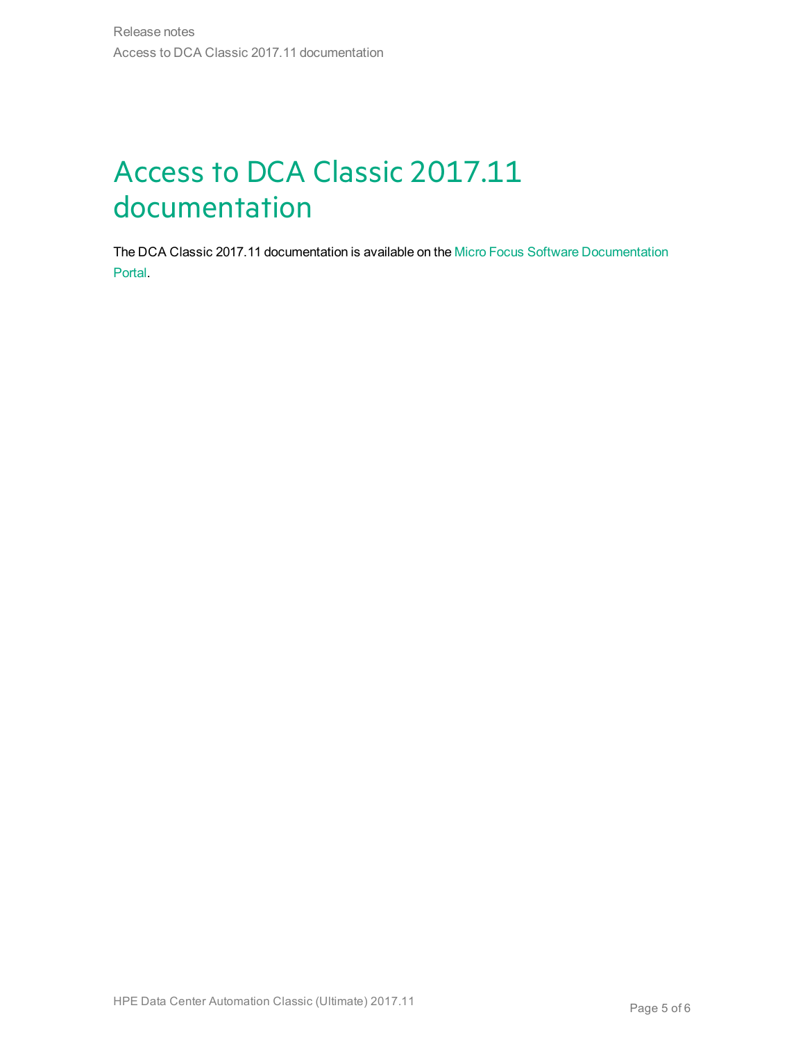# Access to DCA Classic 2017.11 documentation

The DCA Classic 2017.11 documentation is available on the Micro Focus Software Documentation Portal.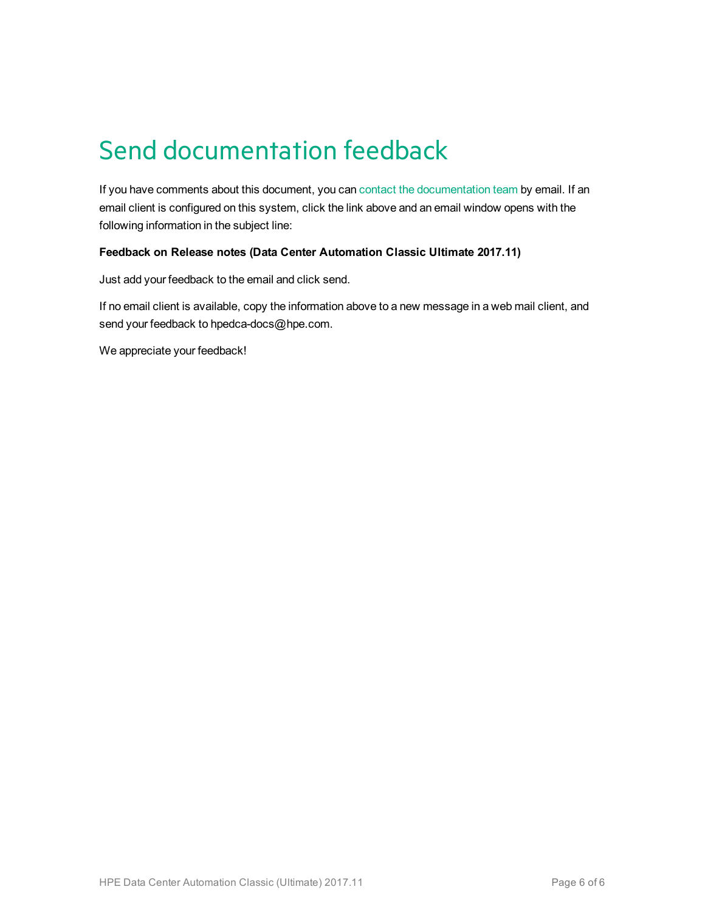# Send documentation feedback

If you have comments about this document, you can contact the documentation team by email. If an email client is configured on this system, click the link above and an email window opens with the following information in the subject line:

**Feedback on Release notes (Data Center Automation Classic Ultimate 2017.11)**

Just add your feedback to the email and click send.

If no email client is available, copy the information above to a new message in a web mail client, and send your feedback to hpedca-docs@hpe.com.

We appreciate your feedback!